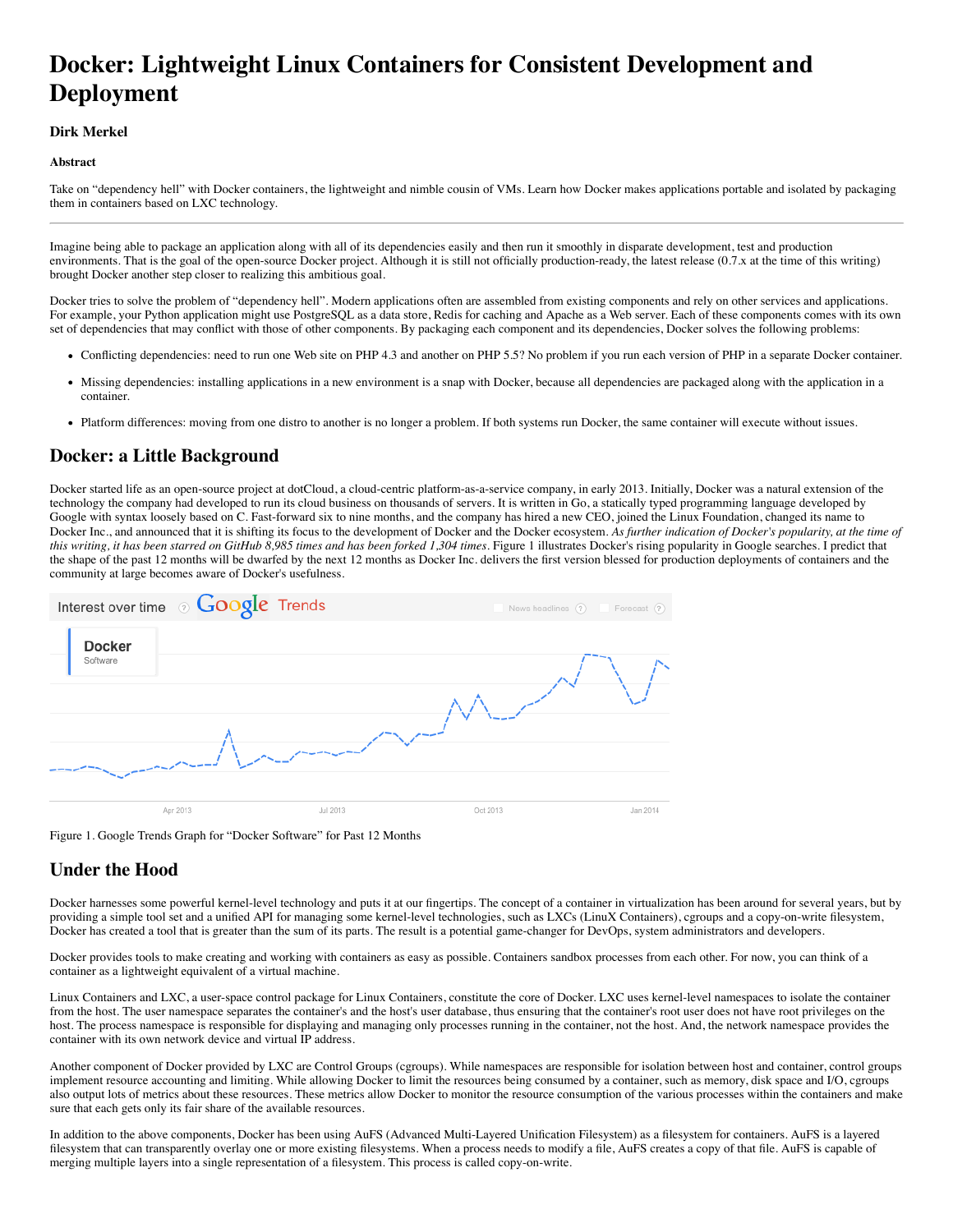# Docker: Lightweight Linux Containers for Consistent Development and Deployment

### Dirk Merkel

#### Abstract

Take on "dependency hell" with Docker containers, the lightweight and nimble cousin of VMs. Learn how Docker makes applications portable and isolated by packaging them in containers based on LXC technology.

---

Imagine being able to package an application along with all of its dependencies easily and then run it smoothly in disparate development, test and production environments. That is the goal of the open-source Docker project. Although it is still not officially production-ready, the latest release (0.7.x at the time of this writing) brought Docker another step closer to realizing this ambitious goal.

Docker tries to solve the problem of "dependency hell". Modern applications often are assembled from existing components and rely on other services and applications. For example, your Python application might use PostgreSQL as a data store, Redis for caching and Apache as a Web server. Each of these components comes with its own set of dependencies that may conflict with those of other components. By packaging each component and its dependencies, Docker solves the following problems:

- Conflicting dependencies: need to run one Web site on PHP 4.3 and another on PHP 5.5? No problem if you run each version of PHP in a separate Docker container.
- Missing dependencies: installing applications in a new environment is a snap with Docker, because all dependencies are packaged along with the application in a container.
- Platform differences: moving from one distro to another is no longer a problem. If both systems run Docker, the same container will execute without issues.

## Docker: a Little Background

Docker started life as an open-source project at dotCloud, a cloud-centric platform-as-a-service company, in early 2013. Initially, Docker was a natural extension of the technology the company had developed to run its cloud business on thousands of servers. It is written in Go, a statically typed programming language developed by Google with syntax loosely based on C. Fast-forward six to nine months, and the company has hired a new CEO, joined the Linux Foundation, changed its name to Docker Inc., and announced that it is shifting its focus to the development of Docker and the Docker ecosystem. *As further indication of Docker's popularity, at the time of this writing, it has been starred on GitHub 8,985 times and has been forked 1,304 times*. Figure 1 illustrates Docker's rising popularity in Google searches. I predict that the shape of the past 12 months will be dwarfed by the next 12 months as Docker Inc. delivers the first version blessed for production deployments of containers and the community at large becomes aware of Docker's usefulness.

Figure 1. Google Trends Graph for "Docker Software" for Past 12 Months

## Under the Hood

Docker harnesses some powerful kernel-level technology and puts it at our fingertips. The concept of a container in virtualization has been around for several years, but by providing a simple tool set and a unified API for managing some kernel-level technologies, such as LXCs (LinuX Containers), cgroups and a copy-on-write filesystem, Docker has created a tool that is greater than the sum of its parts. The result is a potential game-changer for DevOps, system administrators and developers.

Docker provides tools to make creating and working with containers as easy as possible. Containers sandbox processes from each other. For now, you can think of a container as a lightweight equivalent of a virtual machine.

Linux Containers and LXC, a user-space control package for Linux Containers, constitute the core of Docker. LXC uses kernel-level namespaces to isolate the container from the host. The user namespace separates the container's and the host's user database, thus ensuring that the container's root user does not have root privileges on the host. The process namespace is responsible for displaying and managing only processes running in the container, not the host. And, the network namespace provides the container with its own network device and virtual IP address.

Another component of Docker provided by LXC are Control Groups (cgroups). While namespaces are responsible for isolation between host and container, control groups implement resource accounting and limiting. While allowing Docker to limit the resources being consumed by a container, such as memory, disk space and I/O, cgroups also output lots of metrics about these resources. These metrics allow Docker to monitor the resource consumption of the various processes within the containers and make sure that each gets only its fair share of the available resources.

In addition to the above components, Docker has been using AuFS (Advanced Multi-Layered Unification Filesystem) as a filesystem for containers. AuFS is a layered filesystem that can transparently overlay one or more existing filesystems. When a process needs to modify a file, AuFS creates a copy of that file. AuFS is capable of merging multiple layers into a single representation of a filesystem. This process is called copy-on-write.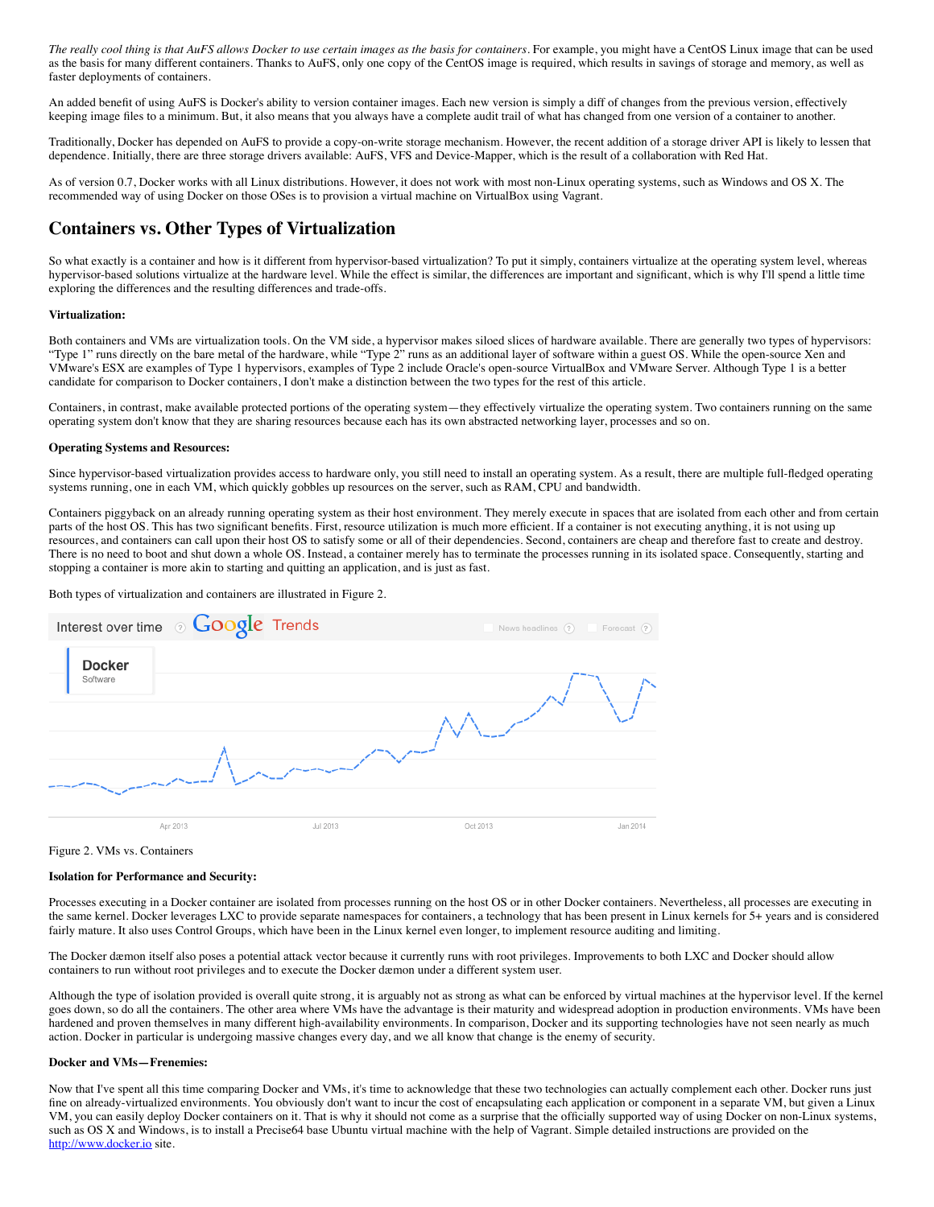*The really cool thing is that AuFS allows Docker to use certain images as the basis for containers*. For example, you might have a CentOS Linux image that can be used as the basis for many different containers. Thanks to AuFS, only one copy of the CentOS image is required, which results in savings of storage and memory, as well as faster deployments of containers.

An added benefit of using AuFS is Docker's ability to version container images. Each new version is simply a diff of changes from the previous version, effectively keeping image files to a minimum. But, it also means that you always have a complete audit trail of what has changed from one version of a container to another.

Traditionally, Docker has depended on AuFS to provide a copy-on-write storage mechanism. However, the recent addition of a storage driver API is likely to lessen that dependence. Initially, there are three storage drivers available: AuFS, VFS and Device-Mapper, which is the result of a collaboration with Red Hat.

As of version 0.7, Docker works with all Linux distributions. However, it does not work with most non-Linux operating systems, such as Windows and OS X. The recommended way of using Docker on those OSes is to provision a virtual machine on VirtualBox using Vagrant.

## Containers vs. Other Types of Virtualization

So what exactly is a container and how is it different from hypervisor-based virtualization? To put it simply, containers virtualize at the operating system level, whereas hypervisor-based solutions virtualize at the hardware level. While the effect is similar, the differences are important and significant, which is why I'll spend a little time exploring the differences and the resulting differences and trade-offs.

**Virtualization:**

Both containers and VMs are virtualization tools. On the VM side, a hypervisor makes siloed slices of hardware available. There are generally two types of hypervisors: "Type 1" runs directly on the bare metal of the hardware, while "Type 2" runs as an additional layer of software within a guest OS. While the open-source Xen and VMware's ESX are examples of Type 1 hypervisors, examples of Type 2 include Oracle's open-source VirtualBox and VMware Server. Although Type 1 is a better candidate for comparison to Docker containers, I don't make a distinction between the two types for the rest of this article.

Containers, in contrast, make available protected portions of the operating system—they effectively virtualize the operating system. Two containers running on the same operating system don't know that they are sharing resources because each has its own abstracted networking layer, processes and so on.

**Operating Systems and Resources:**

Since hypervisor-based virtualization provides access to hardware only, you still need to install an operating system. As a result, there are multiple full-fledged operating systems running, one in each VM, which quickly gobbles up resources on the server, such as RAM, CPU and bandwidth.

Containers piggyback on an already running operating system as their host environment. They merely execute in spaces that are isolated from each other and from certain parts of the host OS. This has two significant benefits. First, resource utilization is much more efficient. If a container is not executing anything, it is not using up resources, and containers can call upon their host OS to satisfy some or all of their dependencies. Second, containers are cheap and therefore fast to create and destroy. There is no need to boot and shut down a whole OS. Instead, a container merely has to terminate the processes running in its isolated space. Consequently, starting and stopping a container is more akin to starting and quitting an application, and is just as fast.

Both types of virtualization and containers are illustrated in Figure 2.

Figure 2. VMs vs. Containers

**Isolation for Performance and Security:**

Processes executing in a Docker container are isolated from processes running on the host OS or in other Docker containers. Nevertheless, all processes are executing in the same kernel. Docker leverages LXC to provide separate namespaces for containers, a technology that has been present in Linux kernels for 5+ years and is considered fairly mature. It also uses Control Groups, which have been in the Linux kernel even longer, to implement resource auditing and limiting.

The Docker dæmon itself also poses a potential attack vector because it currently runs with root privileges. Improvements to both LXC and Docker should allow containers to run without root privileges and to execute the Docker dæmon under a different system user.

Although the type of isolation provided is overall quite strong, it is arguably not as strong as what can be enforced by virtual machines at the hypervisor level. If the kernel goes down, so do all the containers. The other area where VMs have the advantage is their maturity and widespread adoption in production environments. VMs have been hardened and proven themselves in many different high-availability environments. In comparison, Docker and its supporting technologies have not seen nearly as much action. Docker in particular is undergoing massive changes every day, and we all know that change is the enemy of security.

**Docker and VMs—Frenemies:**

Now that I've spent all this time comparing Docker and VMs, it's time to acknowledge that these two technologies can actually complement each other. Docker runs just fine on already-virtualized environments. You obviously don't want to incur the cost of encapsulating each application or component in a separate VM, but given a Linux VM, you can easily deploy Docker containers on it. That is why it should not come as a surprise that the officially supported way of using Docker on non-Linux systems, such as OS X and Windows, is to install a Precise64 base Ubuntu virtual machine with the help of Vagrant. Simple detailed instructions are provided on the http://www.docker.io site.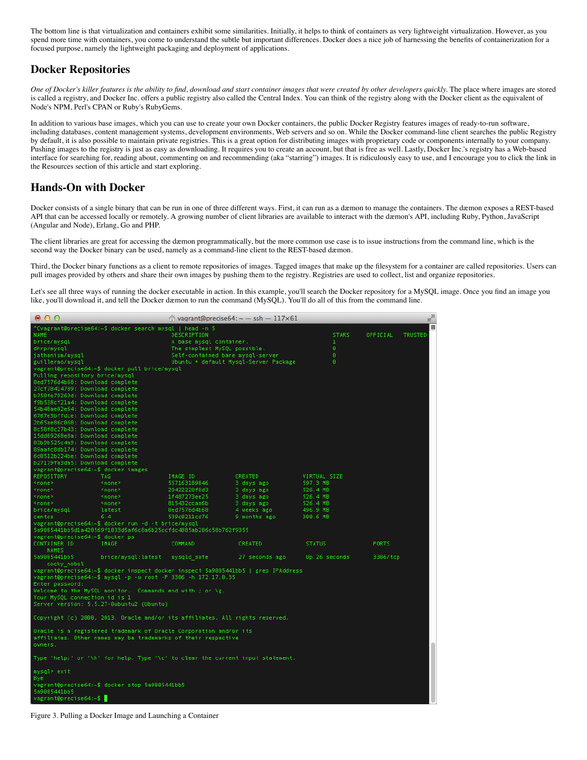The bottom line is that virtualization and containers exhibit some similarities. Initially, it helps to think of containers as very lightweight virtualization. However, as you spend more time with containers, you come to understand the subtle but important differences. Docker does a nice job of harnessing the benefits of containerization for a focused purpose, namely the lightweight packaging and deployment of applications.

## Docker Repositories

*One of Docker's killer features is the ability to find, download and start container images that were created by other developers quickly.* The place where images are stored is called a registry, and Docker Inc. offers a public registry also called the Central Index. You can think of the registry along with the Docker client as the equivalent of Node's NPM, Perl's CPAN or Ruby's RubyGems.

In addition to various base images, which you can use to create your own Docker containers, the public Docker Registry features images of ready-to-run software, including databases, content management systems, development environments, Web servers and so on. While the Docker command-line client searches the public Registry by default, it is also possible to maintain private registries. This is a great option for distributing images with proprietary code or components internally to your company. Pushing images to the registry is just as easy as downloading. It requires you to create an account, but that is free as well. Lastly, Docker Inc.'s registry has a Web-based interface for searching for, reading about, commenting on and recommending (aka "starring") images. It is ridiculously easy to use, and I encourage you to click the link in the Resources section of this article and start exploring.

## Hands-On with Docker

Docker consists of a single binary that can be run in one of three different ways. First, it can run as a dæmon to manage the containers. The dæmon exposes a REST-based API that can be accessed locally or remotely. A growing number of client libraries are available to interact with the dæmon's API, including Ruby, Python, JavaScript (Angular and Node), Erlang, Go and PHP.

The client libraries are great for accessing the dæmon programmatically, but the more common use case is to issue instructions from the command line, which is the second way the Docker binary can be used, namely as a command-line client to the REST-based dæmon.

Third, the Docker binary functions as a client to remote repositories of images. Tagged images that make up the filesystem for a container are called repositories. Users can pull images provided by others and share their own images by pushing them to the registry. Registries are used to collect, list and organize repositories.

Let's see all three ways of running the docker executable in action. In this example, you'll search the Docker repository for a MySQL image. Once you find an image you like, you'll download it, and tell the Docker dæmon to run the command (MySQL). You'll do all of this from the command line.

```
^Cvagrant@precise64:~$ docker search mysql | head -n 5
NAME                                DESCRIPTION                              STARS     OFFICIAL   TRUSTED
brice/mysql                         A base mysql container.                  1
dhrp/mysql                          The simplest MySQL possible.             0
jathanism/mysql                     Self-contained bare mysql-server         0
guillermo/mysql                     Ubuntu + default Mysql-Server Package    0
vagrant@precise64:~$ docker pull brice/mysql
Pulling repository brice/mysql
0ed7576d4b68: Download complete
27cf78414709: Download complete
b750fe79269d: Download complete
f9b538cf21a4: Download complete
54b46ae02e64: Download complete
6767e3b1fdce: Download complete
2b65ae86c060: Download complete
8c5818c27b43: Download complete
15dd09268e8a: Download complete
03b9b525c4a9: Download complete
89aa1c8db174: Download complete
6c0512b224be: Download complete
b27179fa3da5: Download complete
vagrant@precise64:~$ docker images
REPOSITORY          TAG                 IMAGE ID            CREATED             VIRTUAL SIZE
<none>              <none>              557163189046        3 days ago          597.3 MB
<none>              <none>              20422220f6d3        3 days ago          526.4 MB
<none>              <none>              1f487273ee25        3 days ago          526.4 MB
<none>              <none>              815432ccaa6b        3 days ago          526.4 MB
brice/mysql         latest              0ed7576d4b68        4 weeks ago         496.9 MB
centos              6.4                 539c0211cd76        9 months ago        300.6 MB
vagrant@precise64:~$ docker run -d -t brice/mysql
5a9005441bb5d1a420569f1033d5af6c8a6b25ccfdc4885ab206c58b762f9355
vagrant@precise64:~$ docker ps
CONTAINER ID        IMAGE                COMMAND             CREATED             STATUS              PORTS
    NAMES
5a9005441bb5        brice/mysql:latest   mysqld_safe         27 seconds ago      Up 26 seconds       3306/tcp
    cocky_nobel
vagrant@precise64:~$ docker inspect docker inspect 5a9005441bb5 | grep IPAddress
vagrant@precise64:~$ mysql -p -u root -P 3306 -h 172.17.0.35
Enter password:
Welcome to the MySQL monitor.  Commands end with ; or \g.
Your MySQL connection id is 1
Server version: 5.5.27-0ubuntu2 (Ubuntu)

Copyright (c) 2000, 2013, Oracle and/or its affiliates. All rights reserved.

Oracle is a registered trademark of Oracle Corporation and/or its
affiliates. Other names may be trademarks of their respective
owners.

Type 'help;' or '\h' for help. Type '\c' to clear the current input statement.

mysql> exit
Bye
vagrant@precise64:~$ docker stop 5a9005441bb5
5a9005441bb5
vagrant@precise64:~$
```

Figure 3. Pulling a Docker Image and Launching a Container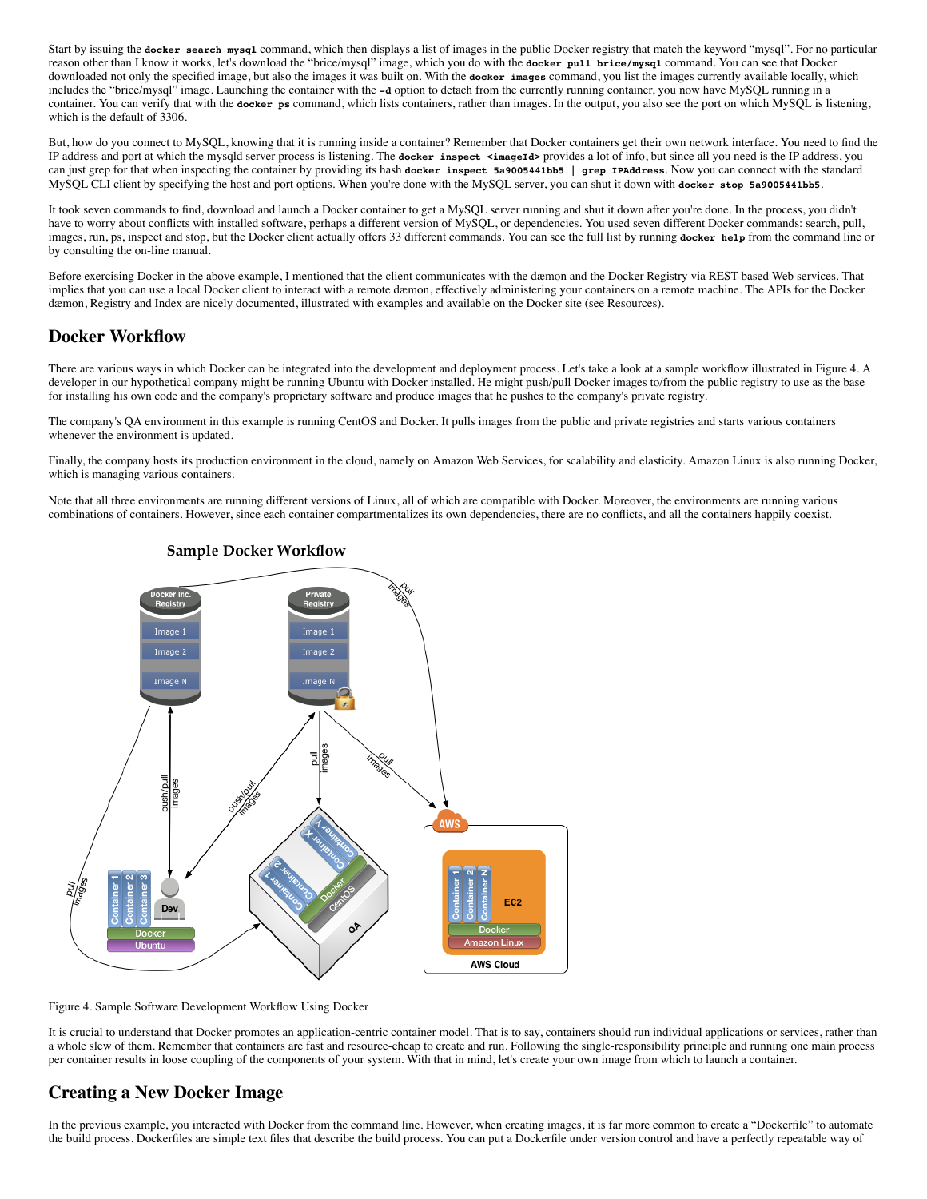Start by issuing the **docker search mysql** command, which then displays a list of images in the public Docker registry that match the keyword "mysql". For no particular reason other than I know it works, let's download the "brice/mysql" image, which you do with the **docker pull brice/mysql** command. You can see that Docker downloaded not only the specified image, but also the images it was built on. With the **docker images** command, you list the images currently available locally, which includes the "brice/mysql" image. Launching the container with the **-d** option to detach from the currently running container, you now have MySQL running in a container. You can verify that with the **docker ps** command, which lists containers, rather than images. In the output, you also see the port on which MySQL is listening, which is the default of 3306.

But, how do you connect to MySQL, knowing that it is running inside a container? Remember that Docker containers get their own network interface. You need to find the IP address and port at which the mysqld server process is listening. The **docker inspect <imageId>** provides a lot of info, but since all you need is the IP address, you can just grep for that when inspecting the container by providing its hash **docker inspect 5a9005441bb5 | grep IPAddress**. Now you can connect with the standard MySQL CLI client by specifying the host and port options. When you're done with the MySQL server, you can shut it down with **docker stop 5a9005441bb5**.

It took seven commands to find, download and launch a Docker container to get a MySQL server running and shut it down after you're done. In the process, you didn't have to worry about conflicts with installed software, perhaps a different version of MySQL, or dependencies. You used seven different Docker commands: search, pull, images, run, ps, inspect and stop, but the Docker client actually offers 33 different commands. You can see the full list by running **docker help** from the command line or by consulting the on-line manual.

Before exercising Docker in the above example, I mentioned that the client communicates with the dæmon and the Docker Registry via REST-based Web services. That implies that you can use a local Docker client to interact with a remote dæmon, effectively administering your containers on a remote machine. The APIs for the Docker dæmon, Registry and Index are nicely documented, illustrated with examples and available on the Docker site (see Resources).

## Docker Workflow

There are various ways in which Docker can be integrated into the development and deployment process. Let's take a look at a sample workflow illustrated in Figure 4. A developer in our hypothetical company might be running Ubuntu with Docker installed. He might push/pull Docker images to/from the public registry to use as the base for installing his own code and the company's proprietary software and produce images that he pushes to the company's private registry.

The company's QA environment in this example is running CentOS and Docker. It pulls images from the public and private registries and starts various containers whenever the environment is updated.

Finally, the company hosts its production environment in the cloud, namely on Amazon Web Services, for scalability and elasticity. Amazon Linux is also running Docker, which is managing various containers.

Note that all three environments are running different versions of Linux, all of which are compatible with Docker. Moreover, the environments are running various combinations of containers. However, since each container compartmentalizes its own dependencies, there are no conflicts, and all the containers happily coexist.

Figure 4. Sample Software Development Workflow Using Docker

It is crucial to understand that Docker promotes an application-centric container model. That is to say, containers should run individual applications or services, rather than a whole slew of them. Remember that containers are fast and resource-cheap to create and run. Following the single-responsibility principle and running one main process per container results in loose coupling of the components of your system. With that in mind, let's create your own image from which to launch a container.

## Creating a New Docker Image

In the previous example, you interacted with Docker from the command line. However, when creating images, it is far more common to create a "Dockerfile" to automate the build process. Dockerfiles are simple text files that describe the build process. You can put a Dockerfile under version control and have a perfectly repeatable way of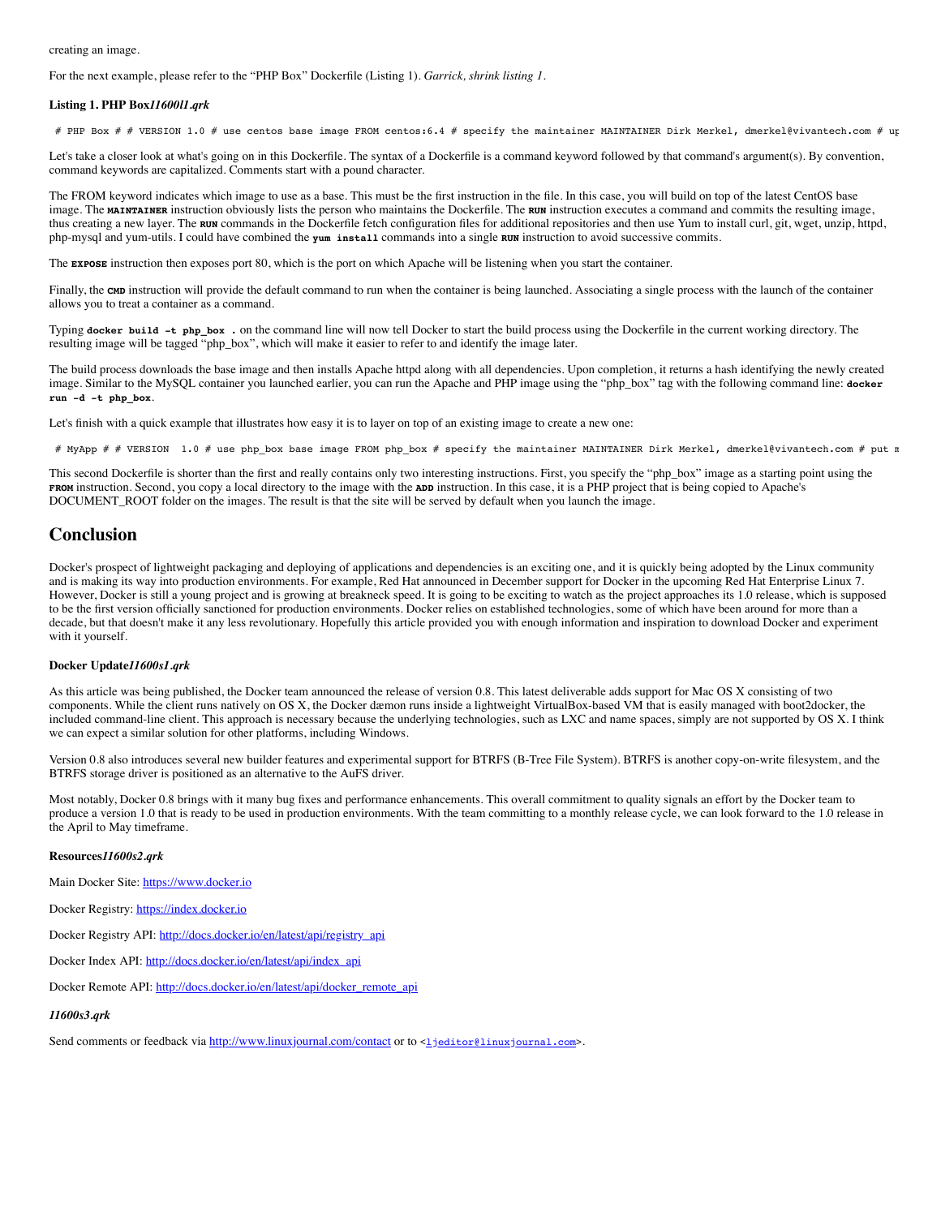creating an image.

For the next example, please refer to the "PHP Box" Dockerfile (Listing 1). *Garrick, shrink listing 1.*

#### Listing 1. PHP Box*11600l1.qrk*

```
# PHP Box # # VERSION 1.0 # use centos base image FROM centos:6.4 # specify the maintainer MAINTAINER Dirk Merkel, dmerkel@vivantech.com # up
```

Let's take a closer look at what's going on in this Dockerfile. The syntax of a Dockerfile is a command keyword followed by that command's argument(s). By convention, command keywords are capitalized. Comments start with a pound character.

The FROM keyword indicates which image to use as a base. This must be the first instruction in the file. In this case, you will build on top of the latest CentOS base image. The `MAINTAINER` instruction obviously lists the person who maintains the Dockerfile. The `RUN` instruction executes a command and commits the resulting image, thus creating a new layer. The `RUN` commands in the Dockerfile fetch configuration files for additional repositories and then use Yum to install curl, git, wget, unzip, httpd, php-mysql and yum-utils. I could have combined the `yum install` commands into a single `RUN` instruction to avoid successive commits.

The `EXPOSE` instruction then exposes port 80, which is the port on which Apache will be listening when you start the container.

Finally, the `CMD` instruction will provide the default command to run when the container is being launched. Associating a single process with the launch of the container allows you to treat a container as a command.

Typing `docker build -t php_box .` on the command line will now tell Docker to start the build process using the Dockerfile in the current working directory. The resulting image will be tagged "php_box", which will make it easier to refer to and identify the image later.

The build process downloads the base image and then installs Apache httpd along with all dependencies. Upon completion, it returns a hash identifying the newly created image. Similar to the MySQL container you launched earlier, you can run the Apache and PHP image using the "php_box" tag with the following command line: `docker run -d -t php_box`.

Let's finish with a quick example that illustrates how easy it is to layer on top of an existing image to create a new one:

```
# MyApp # # VERSION  1.0 # use php_box base image FROM php_box # specify the maintainer MAINTAINER Dirk Merkel, dmerkel@vivantech.com # put m
```

This second Dockerfile is shorter than the first and really contains only two interesting instructions. First, you specify the "php_box" image as a starting point using the `FROM` instruction. Second, you copy a local directory to the image with the `ADD` instruction. In this case, it is a PHP project that is being copied to Apache's DOCUMENT_ROOT folder on the images. The result is that the site will be served by default when you launch the image.

## Conclusion

Docker's prospect of lightweight packaging and deploying of applications and dependencies is an exciting one, and it is quickly being adopted by the Linux community and is making its way into production environments. For example, Red Hat announced in December support for Docker in the upcoming Red Hat Enterprise Linux 7. However, Docker is still a young project and is growing at breakneck speed. It is going to be exciting to watch as the project approaches its 1.0 release, which is supposed to be the first version officially sanctioned for production environments. Docker relies on established technologies, some of which have been around for more than a decade, but that doesn't make it any less revolutionary. Hopefully this article provided you with enough information and inspiration to download Docker and experiment with it yourself.

#### Docker Update*11600s1.qrk*

As this article was being published, the Docker team announced the release of version 0.8. This latest deliverable adds support for Mac OS X consisting of two components. While the client runs natively on OS X, the Docker dæmon runs inside a lightweight VirtualBox-based VM that is easily managed with boot2docker, the included command-line client. This approach is necessary because the underlying technologies, such as LXC and name spaces, simply are not supported by OS X. I think we can expect a similar solution for other platforms, including Windows.

Version 0.8 also introduces several new builder features and experimental support for BTRFS (B-Tree File System). BTRFS is another copy-on-write filesystem, and the BTRFS storage driver is positioned as an alternative to the AuFS driver.

Most notably, Docker 0.8 brings with it many bug fixes and performance enhancements. This overall commitment to quality signals an effort by the Docker team to produce a version 1.0 that is ready to be used in production environments. With the team committing to a monthly release cycle, we can look forward to the 1.0 release in the April to May timeframe.

#### Resources*11600s2.qrk*

Main Docker Site: https://www.docker.io

Docker Registry: https://index.docker.io

Docker Registry API: http://docs.docker.io/en/latest/api/registry_api

Docker Index API: http://docs.docker.io/en/latest/api/index_api

Docker Remote API: http://docs.docker.io/en/latest/api/docker_remote_api

#### *11600s3.qrk*

Send comments or feedback via http://www.linuxjournal.com/contact or to <ljeditor@linuxjournal.com>.